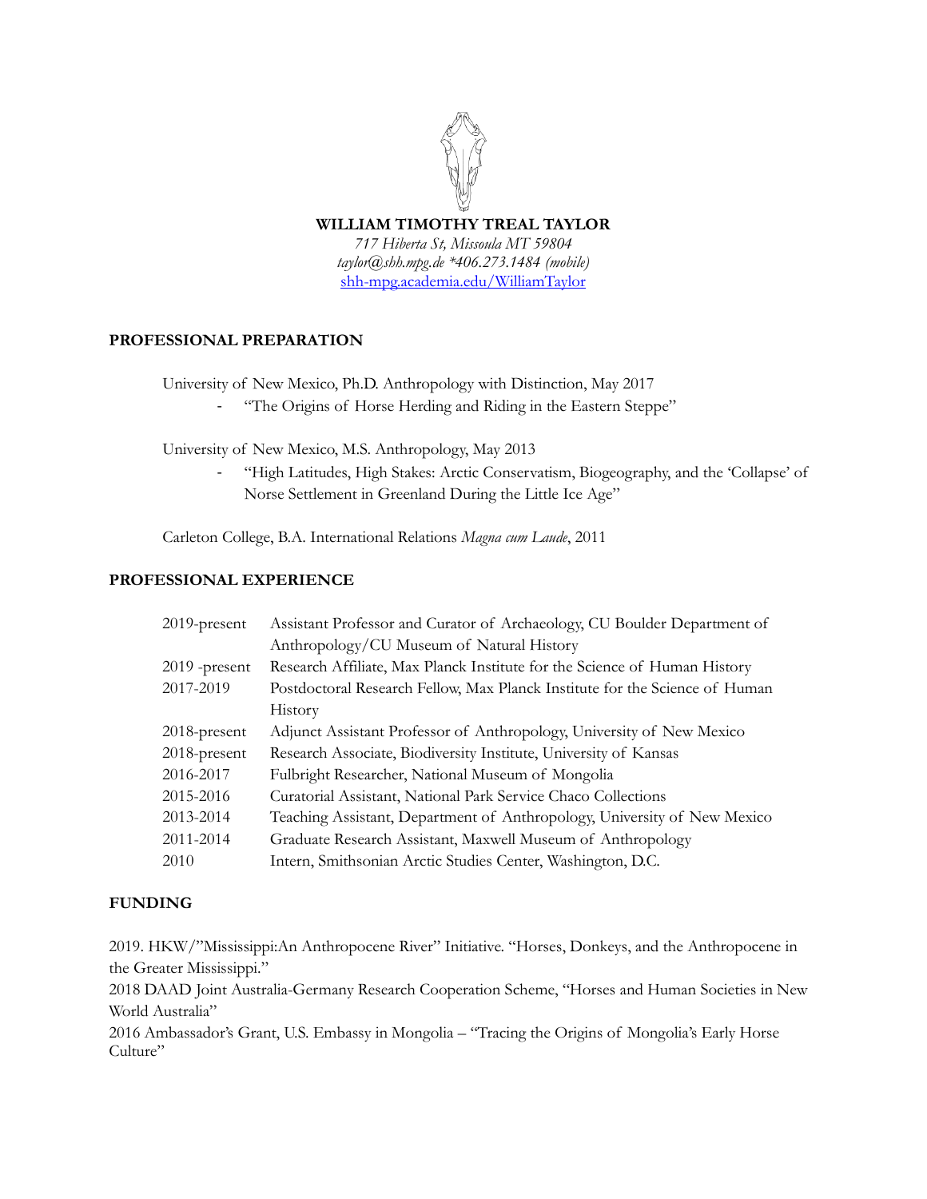**WILLIAM TIMOTHY TREAL TAYLOR**

*717 Hiberta St, Missoula MT 59804*

*taylor@shh.mpg.de *406.273.1484 (mobile)*

[shh-mpg.academia.edu/WilliamTaylor](shh-mpg.academia.edu/WilliamTaylor)

## PROFESSIONAL PREPARATION

University of New Mexico, Ph.D. Anthropology with Distinction, May 2017

- "The Origins of Horse Herding and Riding in the Eastern Steppe"

University of New Mexico, M.S. Anthropology, May 2013

- "High Latitudes, High Stakes: Arctic Conservatism, Biogeography, and the 'Collapse' of Norse Settlement in Greenland During the Little Ice Age"

Carleton College, B.A. International Relations *Magna cum Laude*, 2011

## PROFESSIONAL EXPERIENCE

| | |
|---|---|
| 2019-present | Assistant Professor and Curator of Archaeology, CU Boulder Department of Anthropology/CU Museum of Natural History |
| 2019 -present | Research Affiliate, Max Planck Institute for the Science of Human History |
| 2017-2019 | Postdoctoral Research Fellow, Max Planck Institute for the Science of Human History |
| 2018-present | Adjunct Assistant Professor of Anthropology, University of New Mexico |
| 2018-present | Research Associate, Biodiversity Institute, University of Kansas |
| 2016-2017 | Fulbright Researcher, National Museum of Mongolia |
| 2015-2016 | Curatorial Assistant, National Park Service Chaco Collections |
| 2013-2014 | Teaching Assistant, Department of Anthropology, University of New Mexico |
| 2011-2014 | Graduate Research Assistant, Maxwell Museum of Anthropology |
| 2010 | Intern, Smithsonian Arctic Studies Center, Washington, D.C. |

## FUNDING

2019. HKW/"Mississippi:An Anthropocene River" Initiative. "Horses, Donkeys, and the Anthropocene in the Greater Mississippi."

2018 DAAD Joint Australia-Germany Research Cooperation Scheme, "Horses and Human Societies in New World Australia"

2016 Ambassador's Grant, U.S. Embassy in Mongolia – "Tracing the Origins of Mongolia's Early Horse Culture"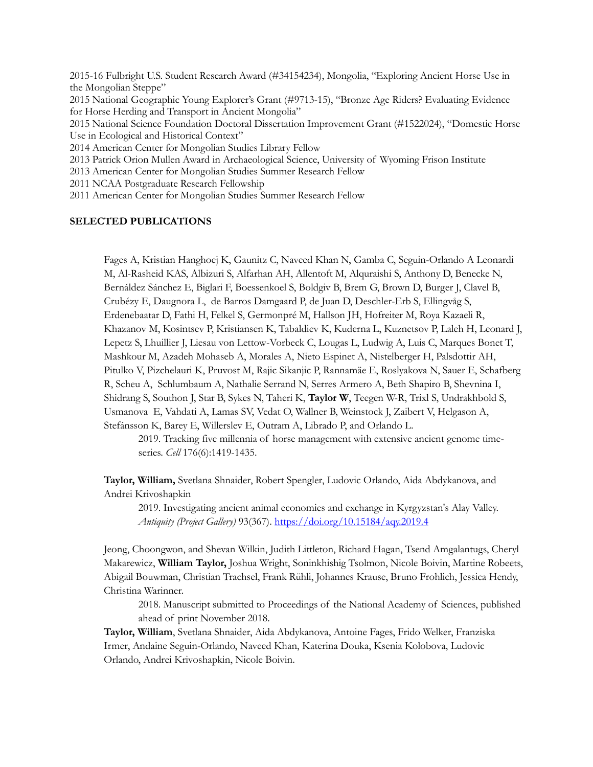2015-16 Fulbright U.S. Student Research Award (#34154234), Mongolia, "Exploring Ancient Horse Use in the Mongolian Steppe"
2015 National Geographic Young Explorer's Grant (#9713-15), "Bronze Age Riders? Evaluating Evidence for Horse Herding and Transport in Ancient Mongolia"
2015 National Science Foundation Doctoral Dissertation Improvement Grant (#1522024), "Domestic Horse Use in Ecological and Historical Context"
2014 American Center for Mongolian Studies Library Fellow
2013 Patrick Orion Mullen Award in Archaeological Science, University of Wyoming Frison Institute
2013 American Center for Mongolian Studies Summer Research Fellow
2011 NCAA Postgraduate Research Fellowship
2011 American Center for Mongolian Studies Summer Research Fellow

**SELECTED PUBLICATIONS**

Fages A, Kristian Hanghoej K, Gaunitz C, Naveed Khan N, Gamba C, Seguin-Orlando A Leonardi M, Al-Rasheid KAS, Albizuri S, Alfarhan AH, Allentoft M, Alquraishi S, Anthony D, Benecke N, Bernáldez Sánchez E, Biglari F, Boessenkoel S, Boldgiv B, Brem G, Brown D, Burger J, Clavel B, Crubézy E, Daugnora L, de Barros Damgaard P, de Juan D, Deschler-Erb S, Ellingvåg S, Erdenebaatar D, Fathi H, Felkel S, Germonpré M, Hallson JH, Hofreiter M, Roya Kazaeli R, Khazanov M, Kosintsev P, Kristiansen K, Tabaldiev K, Kuderna L, Kuznetsov P, Laleh H, Leonard J, Lepetz S, Lhuillier J, Liesau von Lettow-Vorbeck C, Lougas L, Ludwig A, Luis C, Marques Bonet T, Mashkour M, Azadeh Mohaseb A, Morales A, Nieto Espinet A, Nistelberger H, Palsdottir AH, Pitulko V, Pizchelauri K, Pruvost M, Rajic Sikanjic P, Rannamäe E, Roslyakova N, Sauer E, Schafberg R, Scheu A, Schlumbaum A, Nathalie Serrand N, Serres Armero A, Beth Shapiro B, Shevnina I, Shidrang S, Southon J, Star B, Sykes N, Taheri K, **Taylor W**, Teegen W-R, Trixl S, Undrakhbold S, Usmanova E, Vahdati A, Lamas SV, Vedat O, Wallner B, Weinstock J, Zaibert V, Helgason A, Stefánsson K, Barey E, Willerslev E, Outram A, Librado P, and Orlando L.
2019. Tracking five millennia of horse management with extensive ancient genome time-series. *Cell* 176(6):1419-1435.

**Taylor, William,** Svetlana Shnaider, Robert Spengler, Ludovic Orlando, Aida Abdykanova, and Andrei Krivoshapkin
2019. Investigating ancient animal economies and exchange in Kyrgyzstan's Alay Valley. *Antiquity (Project Gallery)* 93(367). https://doi.org/10.15184/aqy.2019.4

Jeong, Choongwon, and Shevan Wilkin, Judith Littleton, Richard Hagan, Tsend Amgalantugs, Cheryl Makarewicz, **William Taylor,** Joshua Wright, Soninkhishig Tsolmon, Nicole Boivin, Martine Robeets, Abigail Bouwman, Christian Trachsel, Frank Rühli, Johannes Krause, Bruno Frohlich, Jessica Hendy, Christina Warinner.
2018. Manuscript submitted to Proceedings of the National Academy of Sciences, published ahead of print November 2018.

**Taylor, William**, Svetlana Shnaider, Aida Abdykanova, Antoine Fages, Frido Welker, Franziska Irmer, Andaine Seguin-Orlando, Naveed Khan, Katerina Douka, Ksenia Kolobova, Ludovic Orlando, Andrei Krivoshapkin, Nicole Boivin.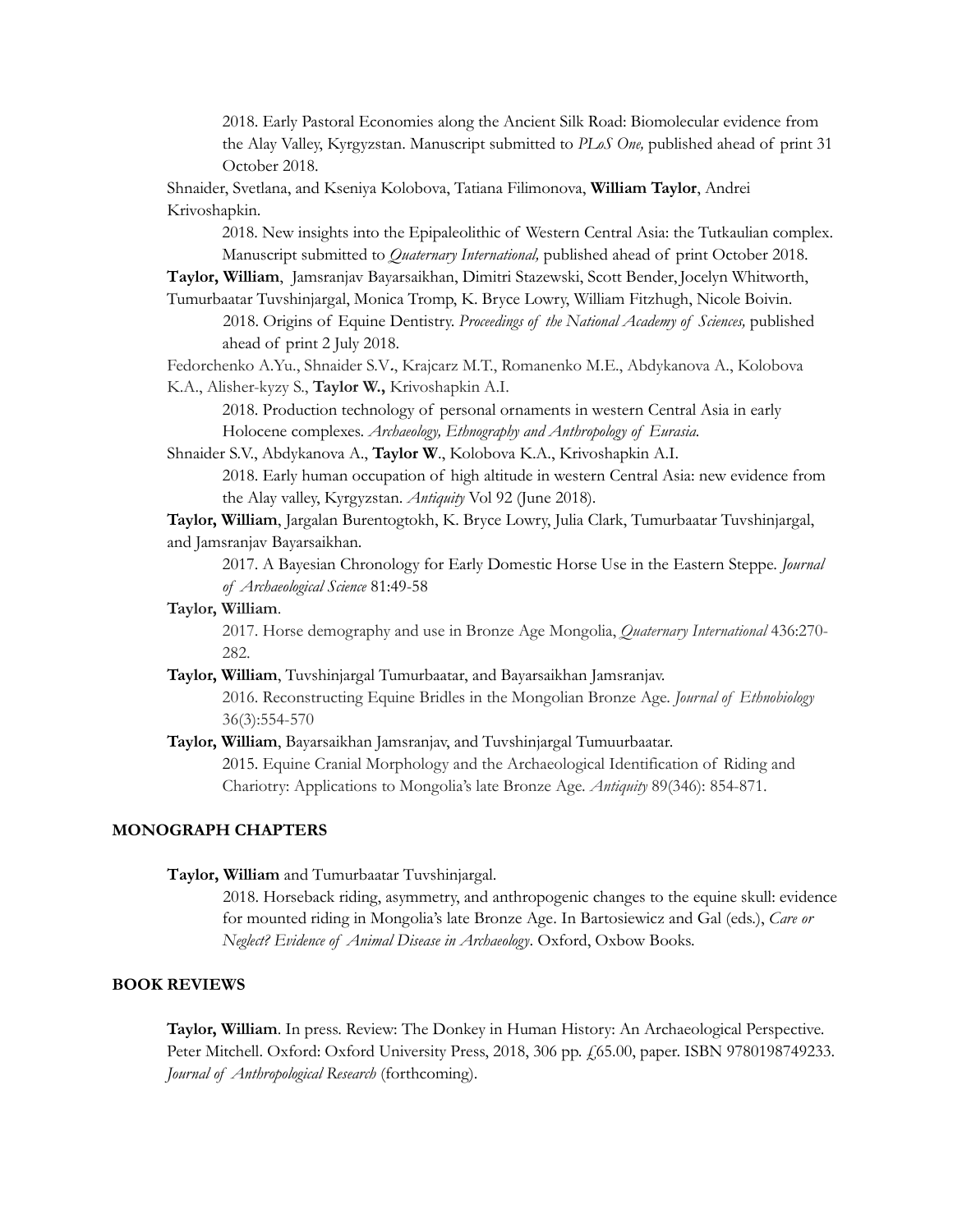2018. Early Pastoral Economies along the Ancient Silk Road: Biomolecular evidence from the Alay Valley, Kyrgyzstan. Manuscript submitted to *PLoS One,* published ahead of print 31 October 2018.

Shnaider, Svetlana, and Kseniya Kolobova, Tatiana Filimonova, **William Taylor**, Andrei Krivoshapkin.

2018. New insights into the Epipaleolithic of Western Central Asia: the Tutkaulian complex. Manuscript submitted to *Quaternary International,* published ahead of print October 2018.

**Taylor, William**, Jamsranjav Bayarsaikhan, Dimitri Stazewski, Scott Bender, Jocelyn Whitworth, Tumurbaatar Tuvshinjargal, Monica Tromp, K. Bryce Lowry, William Fitzhugh, Nicole Boivin.

2018. Origins of Equine Dentistry. *Proceedings of the National Academy of Sciences,* published ahead of print 2 July 2018.

Fedorchenko A.Yu., Shnaider S.V., Krajcarz M.T., Romanenko M.E., Abdykanova A., Kolobova K.A., Alisher-kyzy S., **Taylor W.,** Krivoshapkin A.I.

2018. Production technology of personal ornaments in western Central Asia in early Holocene complexes. *Archaeology, Ethnography and Anthropology of Eurasia.*

Shnaider S.V., Abdykanova A., **Taylor W**., Kolobova K.A., Krivoshapkin A.I.

2018. Early human occupation of high altitude in western Central Asia: new evidence from the Alay valley, Kyrgyzstan. *Antiquity* Vol 92 (June 2018).

**Taylor, William**, Jargalan Burentogtokh, K. Bryce Lowry, Julia Clark, Tumurbaatar Tuvshinjargal, and Jamsranjav Bayarsaikhan.

2017. A Bayesian Chronology for Early Domestic Horse Use in the Eastern Steppe. *Journal of Archaeological Science* 81:49-58

**Taylor, William**.

2017. Horse demography and use in Bronze Age Mongolia, *Quaternary International* 436:270-282.

**Taylor, William**, Tuvshinjargal Tumurbaatar, and Bayarsaikhan Jamsranjav.

2016. Reconstructing Equine Bridles in the Mongolian Bronze Age. *Journal of Ethnobiology* 36(3):554-570

**Taylor, William**, Bayarsaikhan Jamsranjav, and Tuvshinjargal Tumuurbaatar.

2015. Equine Cranial Morphology and the Archaeological Identification of Riding and Chariotry: Applications to Mongolia's late Bronze Age. *Antiquity* 89(346): 854-871.

## MONOGRAPH CHAPTERS

**Taylor, William** and Tumurbaatar Tuvshinjargal.

2018. Horseback riding, asymmetry, and anthropogenic changes to the equine skull: evidence for mounted riding in Mongolia's late Bronze Age. In Bartosiewicz and Gal (eds.), *Care or Neglect? Evidence of Animal Disease in Archaeology*. Oxford, Oxbow Books.

## BOOK REVIEWS

**Taylor, William**. In press. Review: The Donkey in Human History: An Archaeological Perspective. Peter Mitchell. Oxford: Oxford University Press, 2018, 306 pp. £65.00, paper. ISBN 9780198749233. *Journal of Anthropological Research* (forthcoming).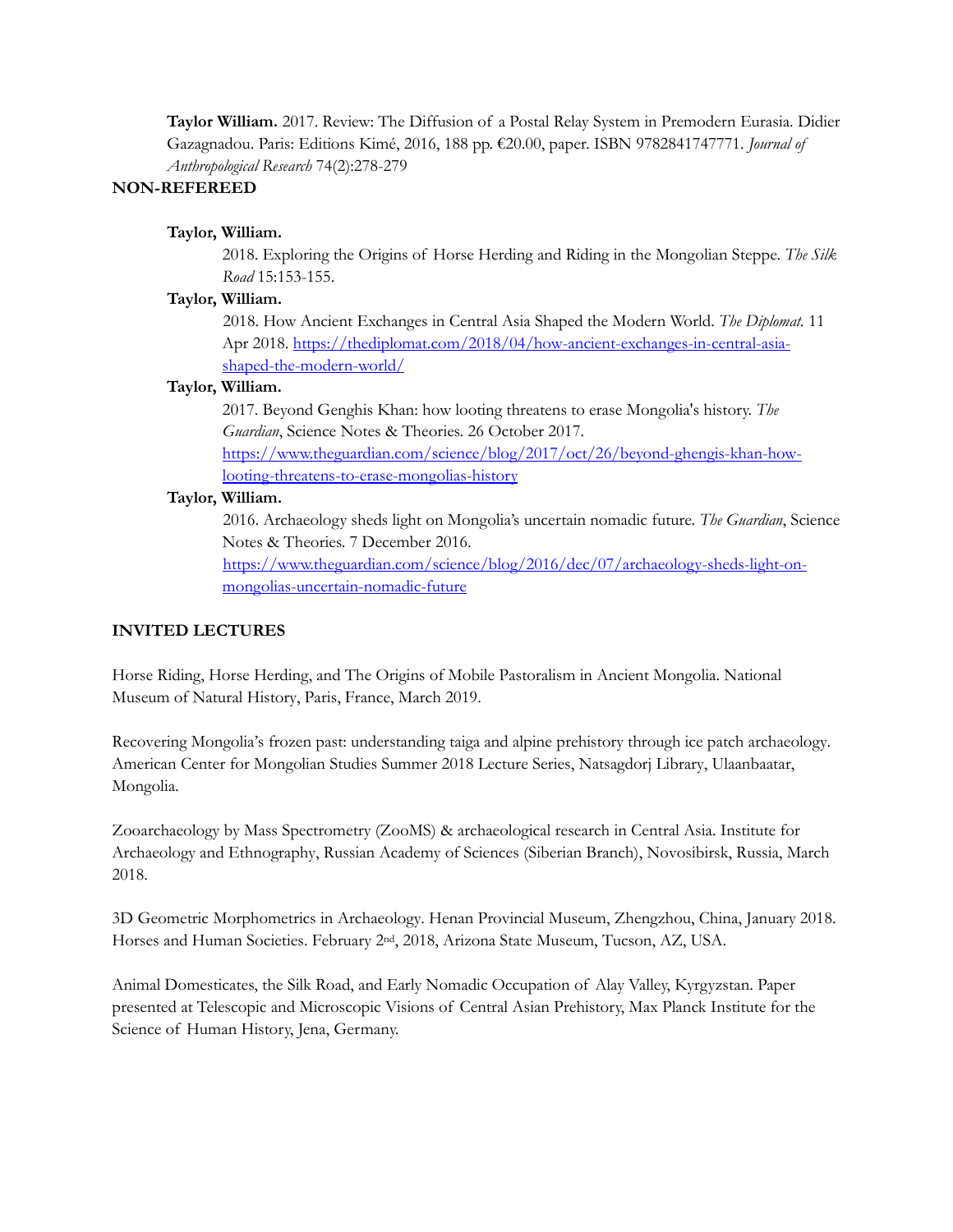**Taylor William.** 2017. Review: The Diffusion of a Postal Relay System in Premodern Eurasia. Didier Gazagnadou. Paris: Editions Kimé, 2016, 188 pp. €20.00, paper. ISBN 9782841747771. *Journal of Anthropological Research* 74(2):278-279

**NON-REFEREED**

**Taylor, William.**

2018. Exploring the Origins of Horse Herding and Riding in the Mongolian Steppe. *The Silk Road* 15:153-155.

**Taylor, William.**

2018. How Ancient Exchanges in Central Asia Shaped the Modern World. *The Diplomat.* 11 Apr 2018. https://thediplomat.com/2018/04/how-ancient-exchanges-in-central-asia-shaped-the-modern-world/

**Taylor, William.**

2017. Beyond Genghis Khan: how looting threatens to erase Mongolia's history. *The Guardian*, Science Notes & Theories. 26 October 2017. https://www.theguardian.com/science/blog/2017/oct/26/beyond-ghengis-khan-how-looting-threatens-to-erase-mongolias-history

**Taylor, William.**

2016. Archaeology sheds light on Mongolia's uncertain nomadic future. *The Guardian*, Science Notes & Theories. 7 December 2016. https://www.theguardian.com/science/blog/2016/dec/07/archaeology-sheds-light-on-mongolias-uncertain-nomadic-future

**INVITED LECTURES**

Horse Riding, Horse Herding, and The Origins of Mobile Pastoralism in Ancient Mongolia. National Museum of Natural History, Paris, France, March 2019.

Recovering Mongolia's frozen past: understanding taiga and alpine prehistory through ice patch archaeology. American Center for Mongolian Studies Summer 2018 Lecture Series, Natsagdorj Library, Ulaanbaatar, Mongolia.

Zooarchaeology by Mass Spectrometry (ZooMS) & archaeological research in Central Asia. Institute for Archaeology and Ethnography, Russian Academy of Sciences (Siberian Branch), Novosibirsk, Russia, March 2018.

3D Geometric Morphometrics in Archaeology. Henan Provincial Museum, Zhengzhou, China, January 2018.
Horses and Human Societies. February 2nd, 2018, Arizona State Museum, Tucson, AZ, USA.

Animal Domesticates, the Silk Road, and Early Nomadic Occupation of Alay Valley, Kyrgyzstan. Paper presented at Telescopic and Microscopic Visions of Central Asian Prehistory, Max Planck Institute for the Science of Human History, Jena, Germany.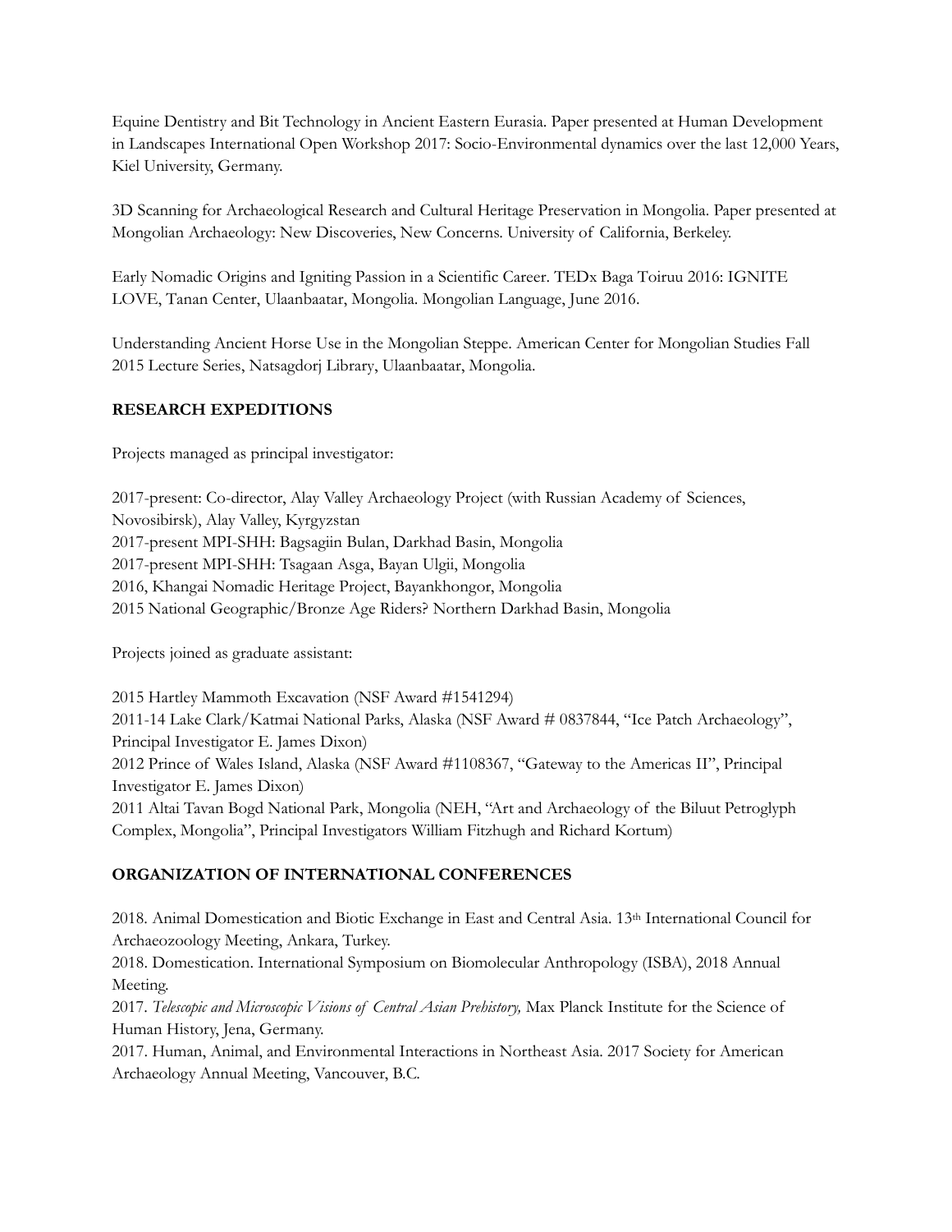Equine Dentistry and Bit Technology in Ancient Eastern Eurasia. Paper presented at Human Development in Landscapes International Open Workshop 2017: Socio-Environmental dynamics over the last 12,000 Years, Kiel University, Germany.

3D Scanning for Archaeological Research and Cultural Heritage Preservation in Mongolia. Paper presented at Mongolian Archaeology: New Discoveries, New Concerns. University of California, Berkeley.

Early Nomadic Origins and Igniting Passion in a Scientific Career. TEDx Baga Toiruu 2016: IGNITE LOVE, Tanan Center, Ulaanbaatar, Mongolia. Mongolian Language, June 2016.

Understanding Ancient Horse Use in the Mongolian Steppe. American Center for Mongolian Studies Fall 2015 Lecture Series, Natsagdorj Library, Ulaanbaatar, Mongolia.

## RESEARCH EXPEDITIONS

Projects managed as principal investigator:

2017-present: Co-director, Alay Valley Archaeology Project (with Russian Academy of Sciences, Novosibirsk), Alay Valley, Kyrgyzstan
2017-present MPI-SHH: Bagsagiin Bulan, Darkhad Basin, Mongolia
2017-present MPI-SHH: Tsagaan Asga, Bayan Ulgii, Mongolia
2016, Khangai Nomadic Heritage Project, Bayankhongor, Mongolia
2015 National Geographic/Bronze Age Riders? Northern Darkhad Basin, Mongolia

Projects joined as graduate assistant:

2015 Hartley Mammoth Excavation (NSF Award #1541294)
2011-14 Lake Clark/Katmai National Parks, Alaska (NSF Award # 0837844, "Ice Patch Archaeology", Principal Investigator E. James Dixon)
2012 Prince of Wales Island, Alaska (NSF Award #1108367, "Gateway to the Americas II", Principal Investigator E. James Dixon)
2011 Altai Tavan Bogd National Park, Mongolia (NEH, "Art and Archaeology of the Biluut Petroglyph Complex, Mongolia", Principal Investigators William Fitzhugh and Richard Kortum)

## ORGANIZATION OF INTERNATIONAL CONFERENCES

2018. Animal Domestication and Biotic Exchange in East and Central Asia. 13th International Council for Archaeozoology Meeting, Ankara, Turkey.
2018. Domestication. International Symposium on Biomolecular Anthropology (ISBA), 2018 Annual Meeting.
2017. *Telescopic and Microscopic Visions of Central Asian Prehistory,* Max Planck Institute for the Science of Human History, Jena, Germany.
2017. Human, Animal, and Environmental Interactions in Northeast Asia. 2017 Society for American Archaeology Annual Meeting, Vancouver, B.C.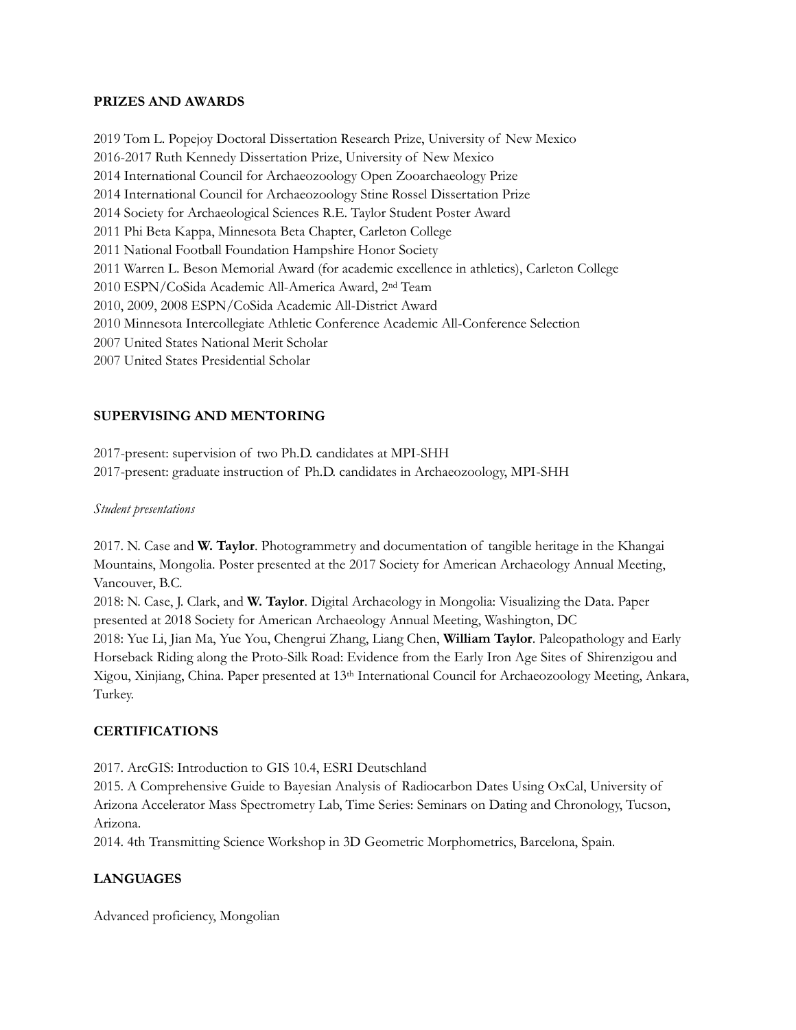## PRIZES AND AWARDS

2019 Tom L. Popejoy Doctoral Dissertation Research Prize, University of New Mexico
2016-2017 Ruth Kennedy Dissertation Prize, University of New Mexico
2014 International Council for Archaeozoology Open Zooarchaeology Prize
2014 International Council for Archaeozoology Stine Rossel Dissertation Prize
2014 Society for Archaeological Sciences R.E. Taylor Student Poster Award
2011 Phi Beta Kappa, Minnesota Beta Chapter, Carleton College
2011 National Football Foundation Hampshire Honor Society
2011 Warren L. Beson Memorial Award (for academic excellence in athletics), Carleton College
2010 ESPN/CoSida Academic All-America Award, 2nd Team
2010, 2009, 2008 ESPN/CoSida Academic All-District Award
2010 Minnesota Intercollegiate Athletic Conference Academic All-Conference Selection
2007 United States National Merit Scholar
2007 United States Presidential Scholar

## SUPERVISING AND MENTORING

2017-present: supervision of two Ph.D. candidates at MPI-SHH
2017-present: graduate instruction of Ph.D. candidates in Archaeozoology, MPI-SHH

*Student presentations*

2017. N. Case and **W. Taylor**. Photogrammetry and documentation of tangible heritage in the Khangai Mountains, Mongolia. Poster presented at the 2017 Society for American Archaeology Annual Meeting, Vancouver, B.C.
2018: N. Case, J. Clark, and **W. Taylor**. Digital Archaeology in Mongolia: Visualizing the Data. Paper presented at 2018 Society for American Archaeology Annual Meeting, Washington, DC
2018: Yue Li, Jian Ma, Yue You, Chengrui Zhang, Liang Chen, **William Taylor**. Paleopathology and Early Horseback Riding along the Proto-Silk Road: Evidence from the Early Iron Age Sites of Shirenzigou and Xigou, Xinjiang, China. Paper presented at 13th International Council for Archaeozoology Meeting, Ankara, Turkey.

## CERTIFICATIONS

2017. ArcGIS: Introduction to GIS 10.4, ESRI Deutschland
2015. A Comprehensive Guide to Bayesian Analysis of Radiocarbon Dates Using OxCal, University of Arizona Accelerator Mass Spectrometry Lab, Time Series: Seminars on Dating and Chronology, Tucson, Arizona.
2014. 4th Transmitting Science Workshop in 3D Geometric Morphometrics, Barcelona, Spain.

## LANGUAGES

Advanced proficiency, Mongolian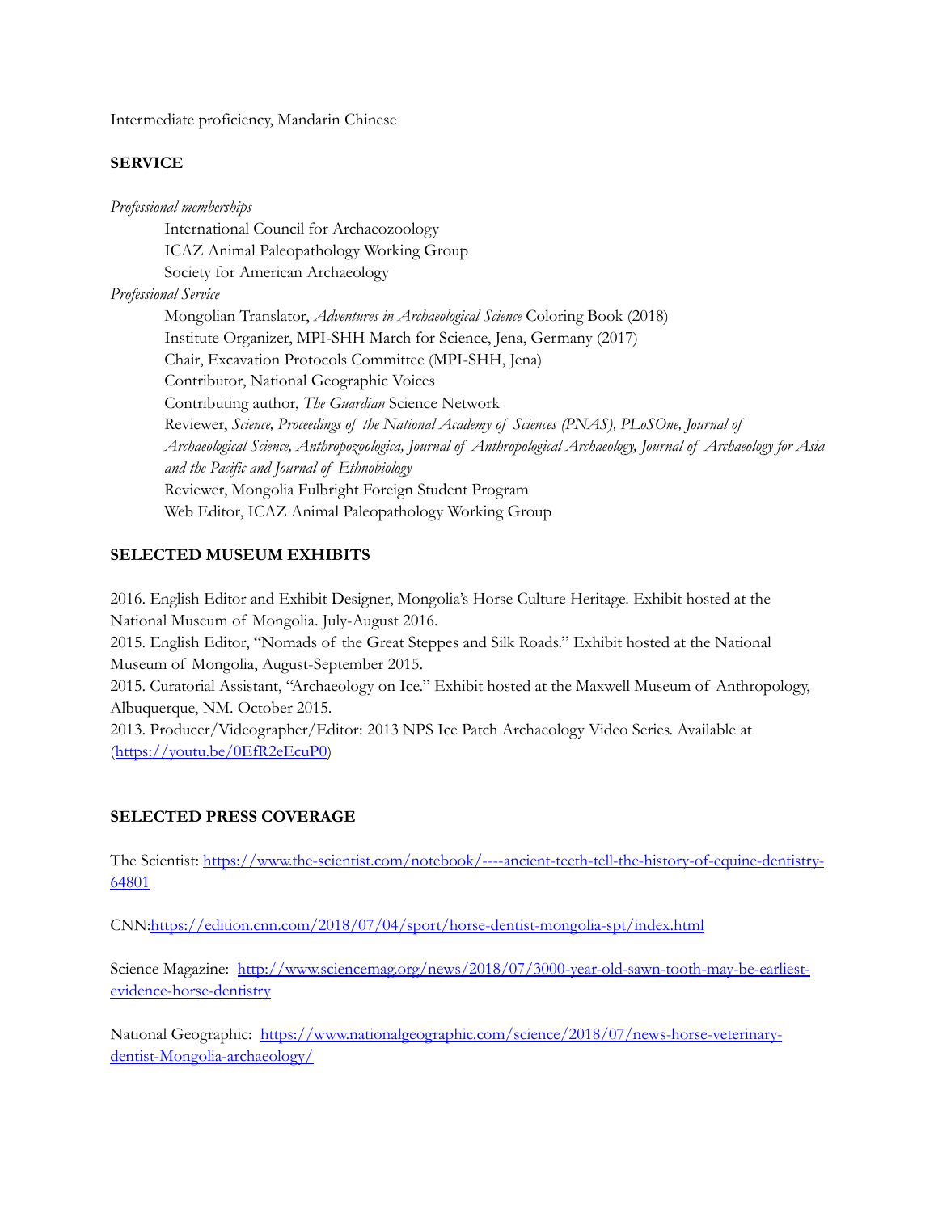Intermediate proficiency, Mandarin Chinese

## SERVICE

*Professional memberships*

- International Council for Archaeozoology
- ICAZ Animal Paleopathology Working Group
- Society for American Archaeology

*Professional Service*

- Mongolian Translator, *Adventures in Archaeological Science* Coloring Book (2018)
- Institute Organizer, MPI-SHH March for Science, Jena, Germany (2017)
- Chair, Excavation Protocols Committee (MPI-SHH, Jena)
- Contributor, National Geographic Voices
- Contributing author, *The Guardian* Science Network
- Reviewer, *Science, Proceedings of the National Academy of Sciences (PNAS), PLoSOne, Journal of Archaeological Science, Anthropozoologica, Journal of Anthropological Archaeology, Journal of Archaeology for Asia and the Pacific and Journal of Ethnobiology*
- Reviewer, Mongolia Fulbright Foreign Student Program
- Web Editor, ICAZ Animal Paleopathology Working Group

## SELECTED MUSEUM EXHIBITS

2016. English Editor and Exhibit Designer, Mongolia's Horse Culture Heritage. Exhibit hosted at the National Museum of Mongolia. July-August 2016.

2015. English Editor, "Nomads of the Great Steppes and Silk Roads." Exhibit hosted at the National Museum of Mongolia, August-September 2015.

2015. Curatorial Assistant, "Archaeology on Ice." Exhibit hosted at the Maxwell Museum of Anthropology, Albuquerque, NM. October 2015.

2013. Producer/Videographer/Editor: 2013 NPS Ice Patch Archaeology Video Series. Available at (https://youtu.be/0EfR2eEcuP0)

## SELECTED PRESS COVERAGE

The Scientist: https://www.the-scientist.com/notebook/----ancient-teeth-tell-the-history-of-equine-dentistry-64801

CNN:https://edition.cnn.com/2018/07/04/sport/horse-dentist-mongolia-spt/index.html

Science Magazine: http://www.sciencemag.org/news/2018/07/3000-year-old-sawn-tooth-may-be-earliest-evidence-horse-dentistry

National Geographic: https://www.nationalgeographic.com/science/2018/07/news-horse-veterinary-dentist-Mongolia-archaeology/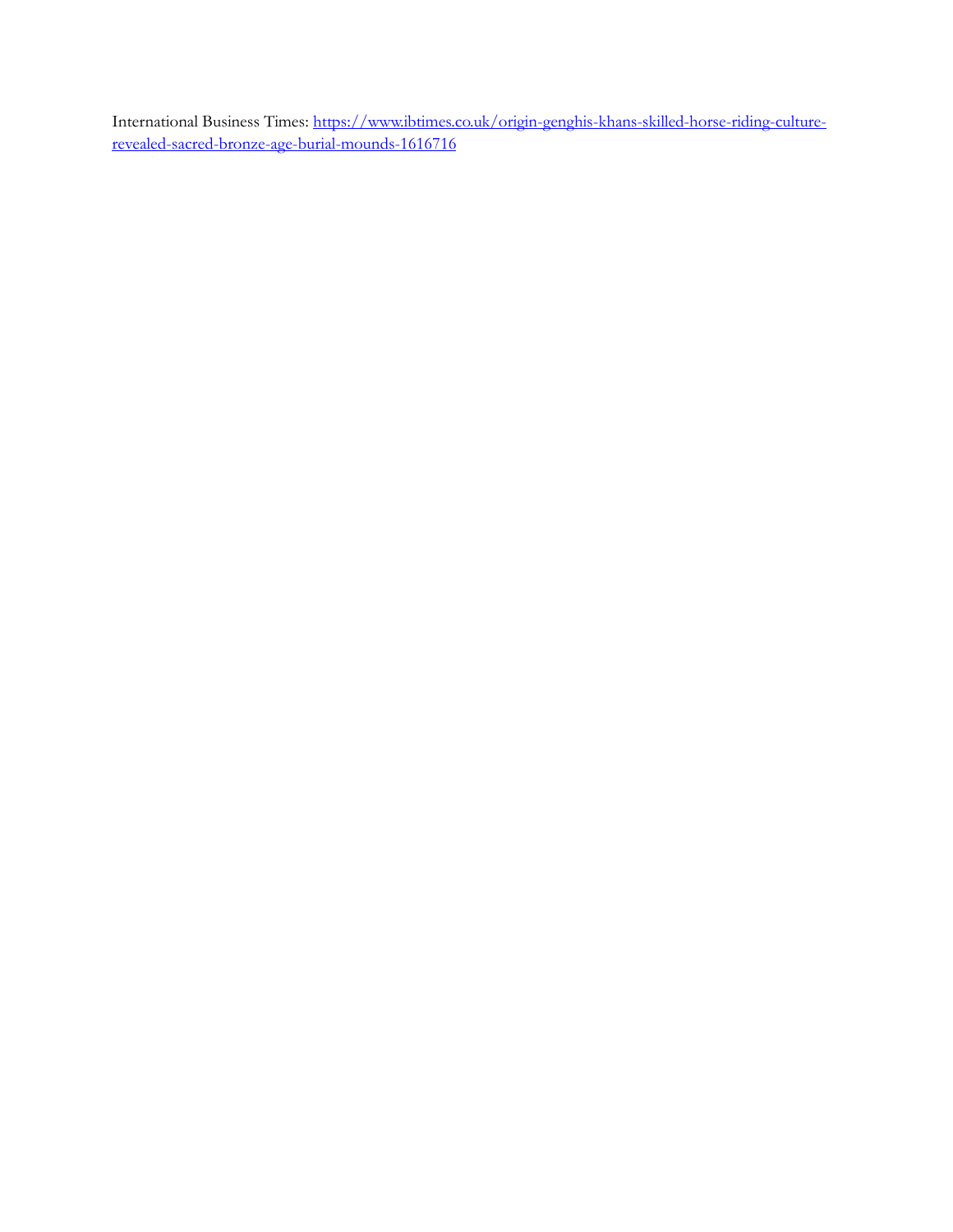International Business Times: [https://www.ibtimes.co.uk/origin-genghis-khans-skilled-horse-riding-culture-revealed-sacred-bronze-age-burial-mounds-1616716](https://www.ibtimes.co.uk/origin-genghis-khans-skilled-horse-riding-culture-revealed-sacred-bronze-age-burial-mounds-1616716)